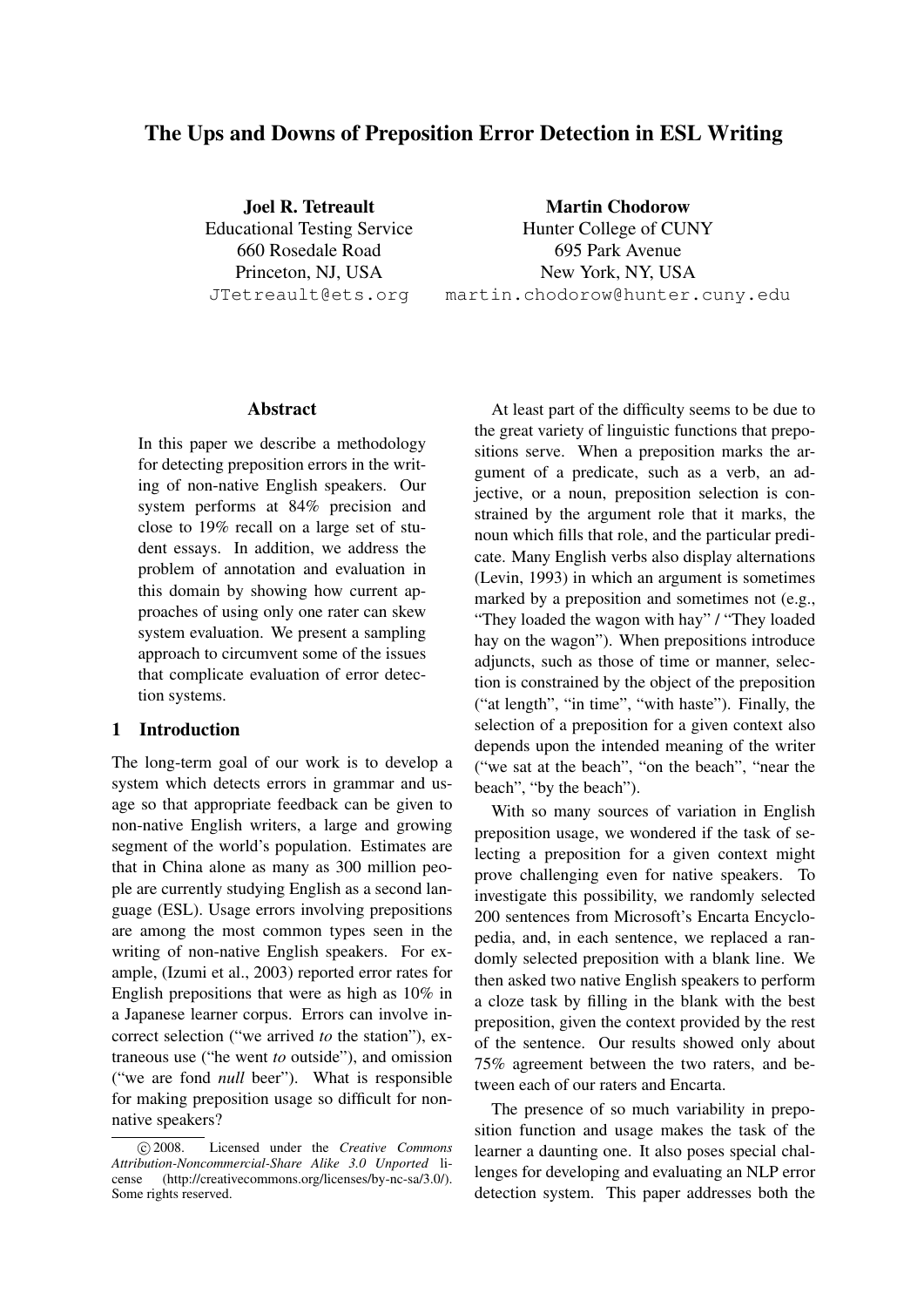# The Ups and Downs of Preposition Error Detection in ESL Writing

**Joel R. Tetreault**
Educational Testing Service
660 Rosedale Road
Princeton, NJ, USA
JTetreault@ets.org

**Martin Chodorow**
Hunter College of CUNY
695 Park Avenue
New York, NY, USA
martin.chodorow@hunter.cuny.edu

## Abstract

In this paper we describe a methodology for detecting preposition errors in the writing of non-native English speakers. Our system performs at 84% precision and close to 19% recall on a large set of student essays. In addition, we address the problem of annotation and evaluation in this domain by showing how current approaches of using only one rater can skew system evaluation. We present a sampling approach to circumvent some of the issues that complicate evaluation of error detection systems.

## 1 Introduction

The long-term goal of our work is to develop a system which detects errors in grammar and usage so that appropriate feedback can be given to non-native English writers, a large and growing segment of the world's population. Estimates are that in China alone as many as 300 million people are currently studying English as a second language (ESL). Usage errors involving prepositions are among the most common types seen in the writing of non-native English speakers. For example, (Izumi et al., 2003) reported error rates for English prepositions that were as high as 10% in a Japanese learner corpus. Errors can involve incorrect selection ("we arrived *to* the station"), extraneous use ("he went *to* outside"), and omission ("we are fond *null* beer"). What is responsible for making preposition usage so difficult for non-native speakers?

At least part of the difficulty seems to be due to the great variety of linguistic functions that prepositions serve. When a preposition marks the argument of a predicate, such as a verb, an adjective, or a noun, preposition selection is constrained by the argument role that it marks, the noun which fills that role, and the particular predicate. Many English verbs also display alternations (Levin, 1993) in which an argument is sometimes marked by a preposition and sometimes not (e.g., "They loaded the wagon with hay" / "They loaded hay on the wagon"). When prepositions introduce adjuncts, such as those of time or manner, selection is constrained by the object of the preposition ("at length", "in time", "with haste"). Finally, the selection of a preposition for a given context also depends upon the intended meaning of the writer ("we sat at the beach", "on the beach", "near the beach", "by the beach").

With so many sources of variation in English preposition usage, we wondered if the task of selecting a preposition for a given context might prove challenging even for native speakers. To investigate this possibility, we randomly selected 200 sentences from Microsoft's Encarta Encyclopedia, and, in each sentence, we replaced a randomly selected preposition with a blank line. We then asked two native English speakers to perform a cloze task by filling in the blank with the best preposition, given the context provided by the rest of the sentence. Our results showed only about 75% agreement between the two raters, and between each of our raters and Encarta.

The presence of so much variability in preposition function and usage makes the task of the learner a daunting one. It also poses special challenges for developing and evaluating an NLP error detection system. This paper addresses both the

© 2008. Licensed under the *Creative Commons Attribution-Noncommercial-Share Alike 3.0 Unported* license (http://creativecommons.org/licenses/by-nc-sa/3.0/). Some rights reserved.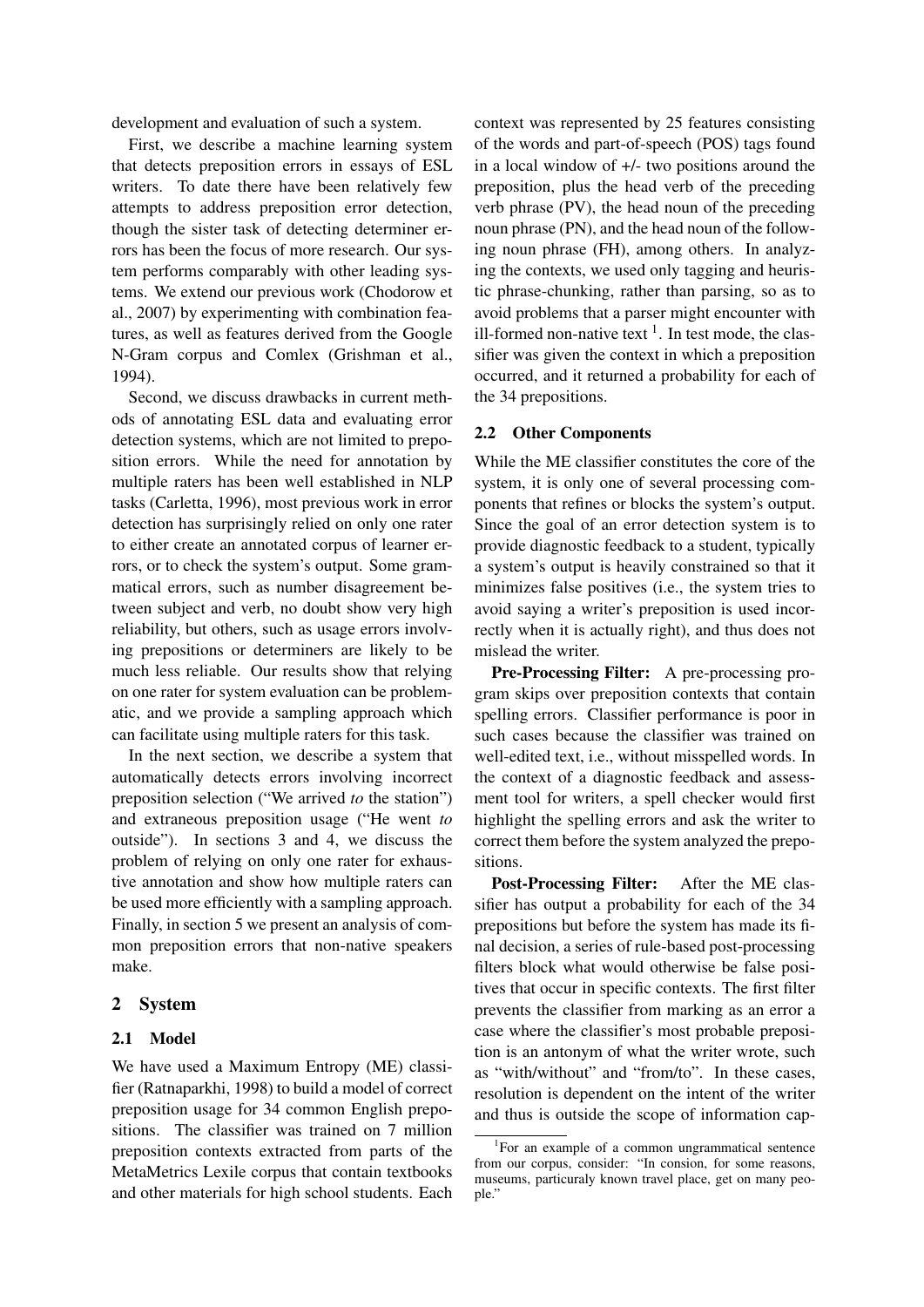development and evaluation of such a system.

First, we describe a machine learning system that detects preposition errors in essays of ESL writers. To date there have been relatively few attempts to address preposition error detection, though the sister task of detecting determiner errors has been the focus of more research. Our system performs comparably with other leading systems. We extend our previous work (Chodorow et al., 2007) by experimenting with combination features, as well as features derived from the Google N-Gram corpus and Comlex (Grishman et al., 1994).

Second, we discuss drawbacks in current methods of annotating ESL data and evaluating error detection systems, which are not limited to preposition errors. While the need for annotation by multiple raters has been well established in NLP tasks (Carletta, 1996), most previous work in error detection has surprisingly relied on only one rater to either create an annotated corpus of learner errors, or to check the system's output. Some grammatical errors, such as number disagreement between subject and verb, no doubt show very high reliability, but others, such as usage errors involving prepositions or determiners are likely to be much less reliable. Our results show that relying on one rater for system evaluation can be problematic, and we provide a sampling approach which can facilitate using multiple raters for this task.

In the next section, we describe a system that automatically detects errors involving incorrect preposition selection ("We arrived *to* the station") and extraneous preposition usage ("He went *to* outside"). In sections 3 and 4, we discuss the problem of relying on only one rater for exhaustive annotation and show how multiple raters can be used more efficiently with a sampling approach. Finally, in section 5 we present an analysis of common preposition errors that non-native speakers make.

## 2 System

### 2.1 Model

We have used a Maximum Entropy (ME) classifier (Ratnaparkhi, 1998) to build a model of correct preposition usage for 34 common English prepositions. The classifier was trained on 7 million preposition contexts extracted from parts of the MetaMetrics Lexile corpus that contain textbooks and other materials for high school students. Each context was represented by 25 features consisting of the words and part-of-speech (POS) tags found in a local window of +/- two positions around the preposition, plus the head verb of the preceding verb phrase (PV), the head noun of the preceding noun phrase (PN), and the head noun of the following noun phrase (FH), among others. In analyzing the contexts, we used only tagging and heuristic phrase-chunking, rather than parsing, so as to avoid problems that a parser might encounter with ill-formed non-native text [1]. In test mode, the classifier was given the context in which a preposition occurred, and it returned a probability for each of the 34 prepositions.

### 2.2 Other Components

While the ME classifier constitutes the core of the system, it is only one of several processing components that refines or blocks the system's output. Since the goal of an error detection system is to provide diagnostic feedback to a student, typically a system's output is heavily constrained so that it minimizes false positives (i.e., the system tries to avoid saying a writer's preposition is used incorrectly when it is actually right), and thus does not mislead the writer.

**Pre-Processing Filter:** A pre-processing program skips over preposition contexts that contain spelling errors. Classifier performance is poor in such cases because the classifier was trained on well-edited text, i.e., without misspelled words. In the context of a diagnostic feedback and assessment tool for writers, a spell checker would first highlight the spelling errors and ask the writer to correct them before the system analyzed the prepositions.

**Post-Processing Filter:** After the ME classifier has output a probability for each of the 34 prepositions but before the system has made its final decision, a series of rule-based post-processing filters block what would otherwise be false positives that occur in specific contexts. The first filter prevents the classifier from marking as an error a case where the classifier's most probable preposition is an antonym of what the writer wrote, such as "with/without" and "from/to". In these cases, resolution is dependent on the intent of the writer and thus is outside the scope of information cap-

[1] For an example of a common ungrammatical sentence from our corpus, consider: "In consion, for some reasons, museums, particuraly known travel place, get on many people."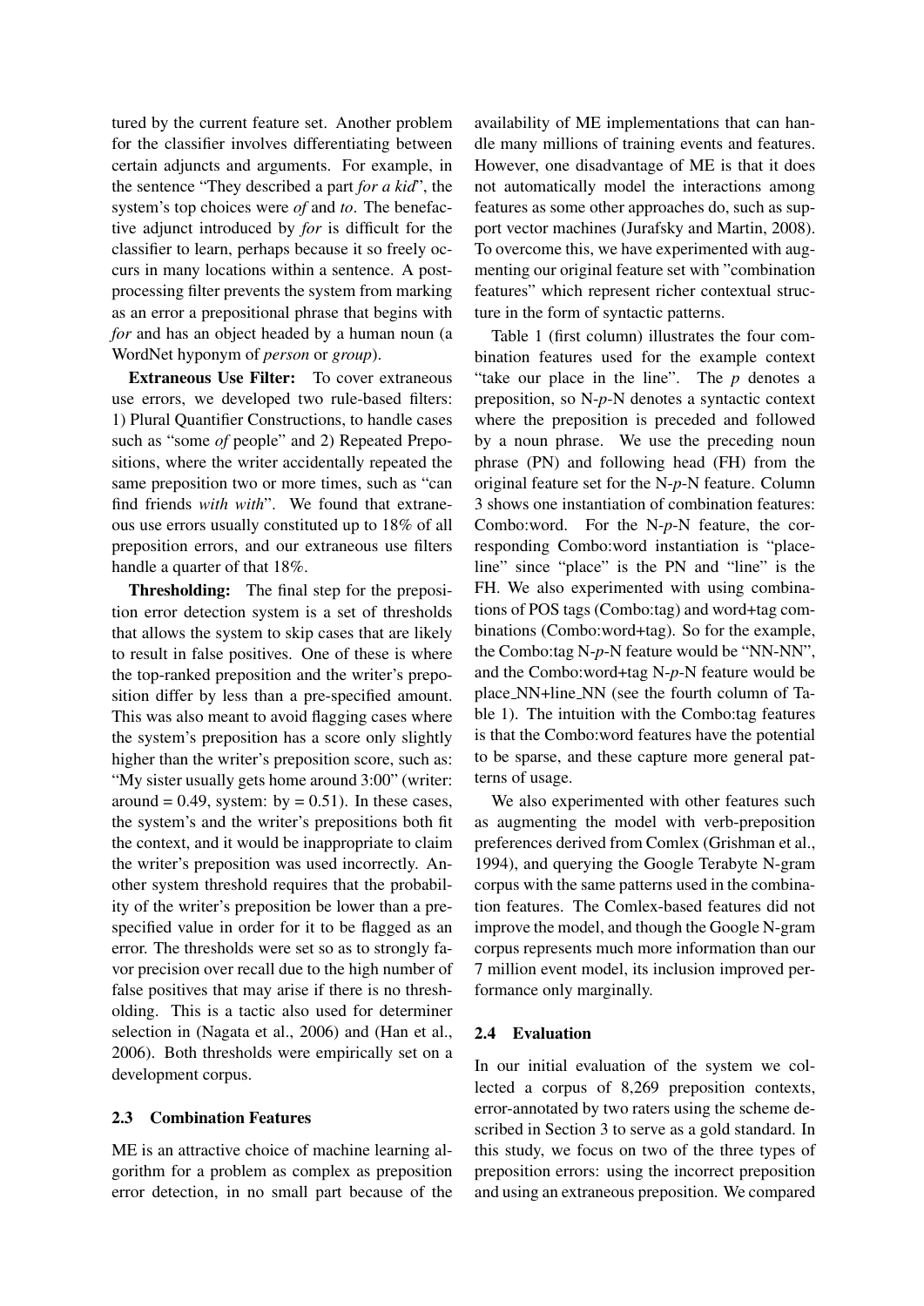tured by the current feature set. Another problem for the classifier involves differentiating between certain adjuncts and arguments. For example, in the sentence "They described a part *for a kid*", the system's top choices were *of* and *to*. The benefactive adjunct introduced by *for* is difficult for the classifier to learn, perhaps because it so freely occurs in many locations within a sentence. A post-processing filter prevents the system from marking as an error a prepositional phrase that begins with *for* and has an object headed by a human noun (a WordNet hyponym of *person* or *group*).

**Extraneous Use Filter:** To cover extraneous use errors, we developed two rule-based filters: 1) Plural Quantifier Constructions, to handle cases such as "some *of* people" and 2) Repeated Prepositions, where the writer accidentally repeated the same preposition two or more times, such as "can find friends *with with*". We found that extraneous use errors usually constituted up to 18% of all preposition errors, and our extraneous use filters handle a quarter of that 18%.

**Thresholding:** The final step for the preposition error detection system is a set of thresholds that allows the system to skip cases that are likely to result in false positives. One of these is where the top-ranked preposition and the writer's preposition differ by less than a pre-specified amount. This was also meant to avoid flagging cases where the system's preposition has a score only slightly higher than the writer's preposition score, such as: "My sister usually gets home around 3:00" (writer: around = 0.49, system: by = 0.51). In these cases, the system's and the writer's prepositions both fit the context, and it would be inappropriate to claim the writer's preposition was used incorrectly. Another system threshold requires that the probability of the writer's preposition be lower than a pre-specified value in order for it to be flagged as an error. The thresholds were set so as to strongly favor precision over recall due to the high number of false positives that may arise if there is no thresholding. This is a tactic also used for determiner selection in (Nagata et al., 2006) and (Han et al., 2006). Both thresholds were empirically set on a development corpus.

### 2.3 Combination Features

ME is an attractive choice of machine learning algorithm for a problem as complex as preposition error detection, in no small part because of the availability of ME implementations that can handle many millions of training events and features. However, one disadvantage of ME is that it does not automatically model the interactions among features as some other approaches do, such as support vector machines (Jurafsky and Martin, 2008). To overcome this, we have experimented with augmenting our original feature set with "combination features" which represent richer contextual structure in the form of syntactic patterns.

Table 1 (first column) illustrates the four combination features used for the example context "take our place in the line". The *p* denotes a preposition, so N-*p*-N denotes a syntactic context where the preposition is preceded and followed by a noun phrase. We use the preceding noun phrase (PN) and following head (FH) from the original feature set for the N-*p*-N feature. Column 3 shows one instantiation of combination features: Combo:word. For the N-*p*-N feature, the corresponding Combo:word instantiation is "place-line" since "place" is the PN and "line" is the FH. We also experimented with using combinations of POS tags (Combo:tag) and word+tag combinations (Combo:word+tag). So for the example, the Combo:tag N-*p*-N feature would be "NN-NN", and the Combo:word+tag N-*p*-N feature would be place_NN+line_NN (see the fourth column of Table 1). The intuition with the Combo:tag features is that the Combo:word features have the potential to be sparse, and these capture more general patterns of usage.

We also experimented with other features such as augmenting the model with verb-preposition preferences derived from Comlex (Grishman et al., 1994), and querying the Google Terabyte N-gram corpus with the same patterns used in the combination features. The Comlex-based features did not improve the model, and though the Google N-gram corpus represents much more information than our 7 million event model, its inclusion improved performance only marginally.

### 2.4 Evaluation

In our initial evaluation of the system we collected a corpus of 8,269 preposition contexts, error-annotated by two raters using the scheme described in Section 3 to serve as a gold standard. In this study, we focus on two of the three types of preposition errors: using the incorrect preposition and using an extraneous preposition. We compared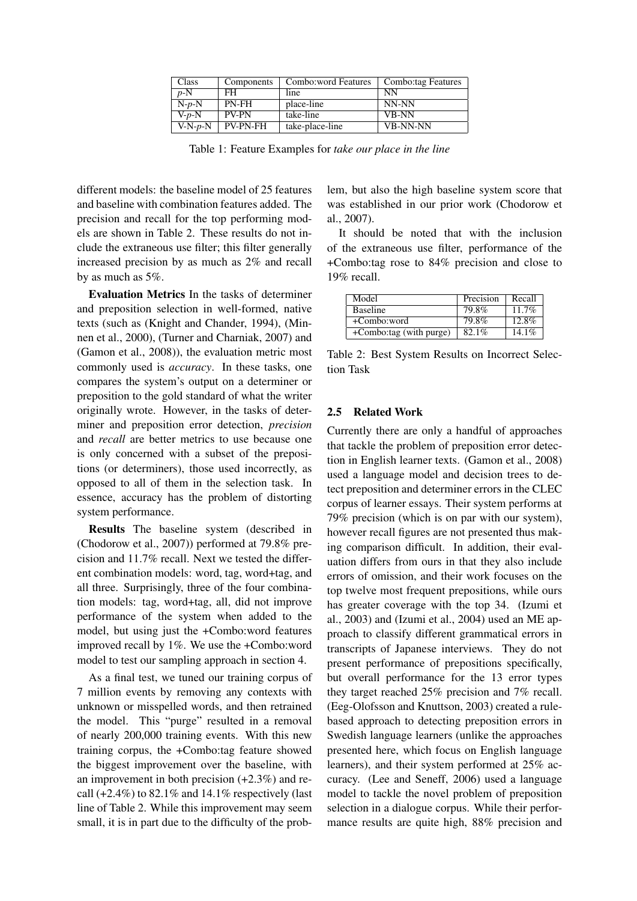| Class | Components | Combo:word Features | Combo:tag Features |
|---|---|---|---|
| *p*-N | FH | line | NN |
| N-*p*-N | PN-FH | place-line | NN-NN |
| V-*p*-N | PV-PN | take-line | VB-NN |
| V-N-*p*-N | PV-PN-FH | take-place-line | VB-NN-NN |

Table 1: Feature Examples for *take our place in the line*

different models: the baseline model of 25 features and baseline with combination features added. The precision and recall for the top performing models are shown in Table 2. These results do not include the extraneous use filter; this filter generally increased precision by as much as 2% and recall by as much as 5%.

**Evaluation Metrics** In the tasks of determiner and preposition selection in well-formed, native texts (such as (Knight and Chander, 1994), (Minnen et al., 2000), (Turner and Charniak, 2007) and (Gamon et al., 2008)), the evaluation metric most commonly used is *accuracy*. In these tasks, one compares the system's output on a determiner or preposition to the gold standard of what the writer originally wrote. However, in the tasks of determiner and preposition error detection, *precision* and *recall* are better metrics to use because one is only concerned with a subset of the prepositions (or determiners), those used incorrectly, as opposed to all of them in the selection task. In essence, accuracy has the problem of distorting system performance.

**Results** The baseline system (described in (Chodorow et al., 2007)) performed at 79.8% precision and 11.7% recall. Next we tested the different combination models: word, tag, word+tag, and all three. Surprisingly, three of the four combination models: tag, word+tag, all, did not improve performance of the system when added to the model, but using just the +Combo:word features improved recall by 1%. We use the +Combo:word model to test our sampling approach in section 4.

As a final test, we tuned our training corpus of 7 million events by removing any contexts with unknown or misspelled words, and then retrained the model. This "purge" resulted in a removal of nearly 200,000 training events. With this new training corpus, the +Combo:tag feature showed the biggest improvement over the baseline, with an improvement in both precision (+2.3%) and recall (+2.4%) to 82.1% and 14.1% respectively (last line of Table 2. While this improvement may seem small, it is in part due to the difficulty of the problem, but also the high baseline system score that was established in our prior work (Chodorow et al., 2007).

It should be noted that with the inclusion of the extraneous use filter, performance of the +Combo:tag rose to 84% precision and close to 19% recall.

| Model | Precision | Recall |
|---|---|---|
| Baseline | 79.8% | 11.7% |
| +Combo:word | 79.8% | 12.8% |
| +Combo:tag (with purge) | 82.1% | 14.1% |

Table 2: Best System Results on Incorrect Selection Task

### 2.5 Related Work

Currently there are only a handful of approaches that tackle the problem of preposition error detection in English learner texts. (Gamon et al., 2008) used a language model and decision trees to detect preposition and determiner errors in the CLEC corpus of learner essays. Their system performs at 79% precision (which is on par with our system), however recall figures are not presented thus making comparison difficult. In addition, their evaluation differs from ours in that they also include errors of omission, and their work focuses on the top twelve most frequent prepositions, while ours has greater coverage with the top 34. (Izumi et al., 2003) and (Izumi et al., 2004) used an ME approach to classify different grammatical errors in transcripts of Japanese interviews. They do not present performance of prepositions specifically, but overall performance for the 13 error types they target reached 25% precision and 7% recall. (Eeg-Olofsson and Knuttson, 2003) created a rule-based approach to detecting preposition errors in Swedish language learners (unlike the approaches presented here, which focus on English language learners), and their system performed at 25% accuracy. (Lee and Seneff, 2006) used a language model to tackle the novel problem of preposition selection in a dialogue corpus. While their performance results are quite high, 88% precision and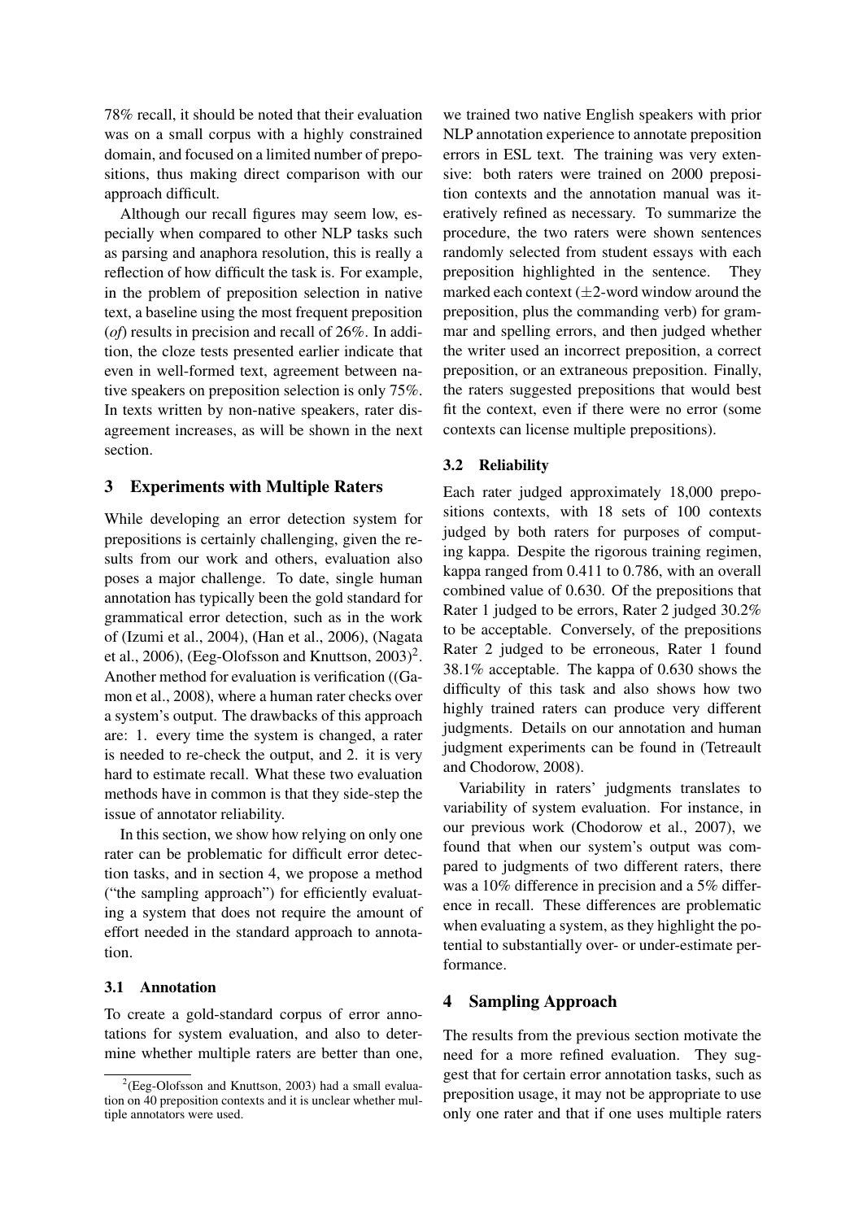78% recall, it should be noted that their evaluation was on a small corpus with a highly constrained domain, and focused on a limited number of prepositions, thus making direct comparison with our approach difficult.

Although our recall figures may seem low, especially when compared to other NLP tasks such as parsing and anaphora resolution, this is really a reflection of how difficult the task is. For example, in the problem of preposition selection in native text, a baseline using the most frequent preposition (*of*) results in precision and recall of 26%. In addition, the cloze tests presented earlier indicate that even in well-formed text, agreement between native speakers on preposition selection is only 75%. In texts written by non-native speakers, rater disagreement increases, as will be shown in the next section.

## 3 Experiments with Multiple Raters

While developing an error detection system for prepositions is certainly challenging, given the results from our work and others, evaluation also poses a major challenge. To date, single human annotation has typically been the gold standard for grammatical error detection, such as in the work of (Izumi et al., 2004), (Han et al., 2006), (Nagata et al., 2006), (Eeg-Olofsson and Knuttson, 2003)[2]. Another method for evaluation is verification ((Gamon et al., 2008), where a human rater checks over a system's output. The drawbacks of this approach are: 1. every time the system is changed, a rater is needed to re-check the output, and 2. it is very hard to estimate recall. What these two evaluation methods have in common is that they side-step the issue of annotator reliability.

In this section, we show how relying on only one rater can be problematic for difficult error detection tasks, and in section 4, we propose a method ("the sampling approach") for efficiently evaluating a system that does not require the amount of effort needed in the standard approach to annotation.

### 3.1 Annotation

To create a gold-standard corpus of error annotations for system evaluation, and also to determine whether multiple raters are better than one, we trained two native English speakers with prior NLP annotation experience to annotate preposition errors in ESL text. The training was very extensive: both raters were trained on 2000 preposition contexts and the annotation manual was iteratively refined as necessary. To summarize the procedure, the two raters were shown sentences randomly selected from student essays with each preposition highlighted in the sentence. They marked each context ($\pm$2-word window around the preposition, plus the commanding verb) for grammar and spelling errors, and then judged whether the writer used an incorrect preposition, a correct preposition, or an extraneous preposition. Finally, the raters suggested prepositions that would best fit the context, even if there were no error (some contexts can license multiple prepositions).

### 3.2 Reliability

Each rater judged approximately 18,000 prepositions contexts, with 18 sets of 100 contexts judged by both raters for purposes of computing kappa. Despite the rigorous training regimen, kappa ranged from 0.411 to 0.786, with an overall combined value of 0.630. Of the prepositions that Rater 1 judged to be errors, Rater 2 judged 30.2% to be acceptable. Conversely, of the prepositions Rater 2 judged to be erroneous, Rater 1 found 38.1% acceptable. The kappa of 0.630 shows the difficulty of this task and also shows how two highly trained raters can produce very different judgments. Details on our annotation and human judgment experiments can be found in (Tetreault and Chodorow, 2008).

Variability in raters' judgments translates to variability of system evaluation. For instance, in our previous work (Chodorow et al., 2007), we found that when our system's output was compared to judgments of two different raters, there was a 10% difference in precision and a 5% difference in recall. These differences are problematic when evaluating a system, as they highlight the potential to substantially over- or under-estimate performance.

## 4 Sampling Approach

The results from the previous section motivate the need for a more refined evaluation. They suggest that for certain error annotation tasks, such as preposition usage, it may not be appropriate to use only one rater and that if one uses multiple raters

[2](Eeg-Olofsson and Knuttson, 2003) had a small evaluation on 40 preposition contexts and it is unclear whether multiple annotators were used.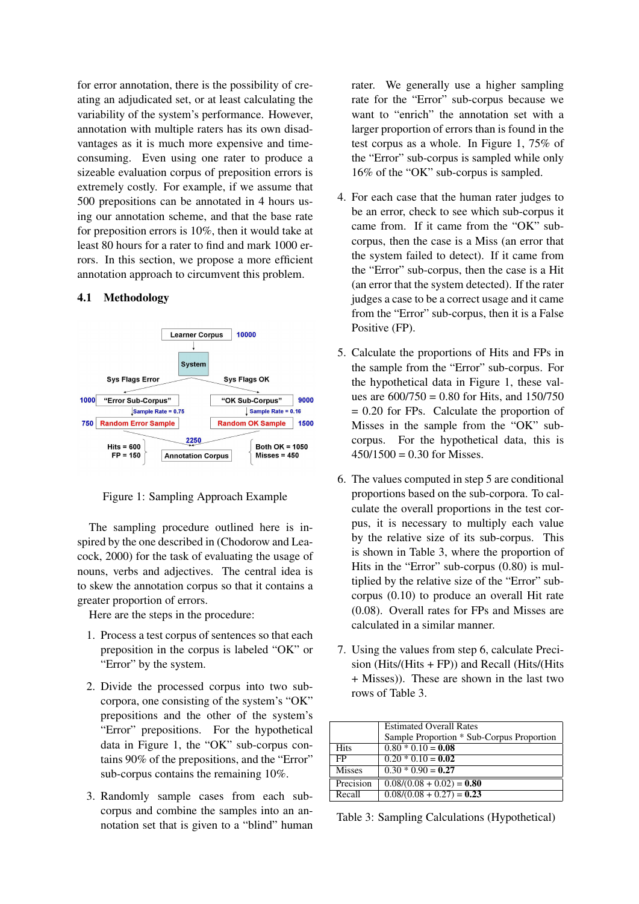for error annotation, there is the possibility of creating an adjudicated set, or at least calculating the variability of the system's performance. However, annotation with multiple raters has its own disadvantages as it is much more expensive and time-consuming. Even using one rater to produce a sizeable evaluation corpus of preposition errors is extremely costly. For example, if we assume that 500 prepositions can be annotated in 4 hours using our annotation scheme, and that the base rate for preposition errors is 10%, then it would take at least 80 hours for a rater to find and mark 1000 errors. In this section, we propose a more efficient annotation approach to circumvent this problem.

## 4.1 Methodology

Figure 1: Sampling Approach Example

The sampling procedure outlined here is inspired by the one described in (Chodorow and Leacock, 2000) for the task of evaluating the usage of nouns, verbs and adjectives. The central idea is to skew the annotation corpus so that it contains a greater proportion of errors.

Here are the steps in the procedure:

1. Process a test corpus of sentences so that each preposition in the corpus is labeled "OK" or "Error" by the system.

2. Divide the processed corpus into two sub-corpora, one consisting of the system's "OK" prepositions and the other of the system's "Error" prepositions. For the hypothetical data in Figure 1, the "OK" sub-corpus contains 90% of the prepositions, and the "Error" sub-corpus contains the remaining 10%.

3. Randomly sample cases from each sub-corpus and combine the samples into an annotation set that is given to a "blind" human rater. We generally use a higher sampling rate for the "Error" sub-corpus because we want to "enrich" the annotation set with a larger proportion of errors than is found in the test corpus as a whole. In Figure 1, 75% of the "Error" sub-corpus is sampled while only 16% of the "OK" sub-corpus is sampled.

4. For each case that the human rater judges to be an error, check to see which sub-corpus it came from. If it came from the "OK" sub-corpus, then the case is a Miss (an error that the system failed to detect). If it came from the "Error" sub-corpus, then the case is a Hit (an error that the system detected). If the rater judges a case to be a correct usage and it came from the "Error" sub-corpus, then it is a False Positive (FP).

5. Calculate the proportions of Hits and FPs in the sample from the "Error" sub-corpus. For the hypothetical data in Figure 1, these values are 600/750 = 0.80 for Hits, and 150/750 = 0.20 for FPs. Calculate the proportion of Misses in the sample from the "OK" sub-corpus. For the hypothetical data, this is 450/1500 = 0.30 for Misses.

6. The values computed in step 5 are conditional proportions based on the sub-corpora. To calculate the overall proportions in the test corpus, it is necessary to multiply each value by the relative size of its sub-corpus. This is shown in Table 3, where the proportion of Hits in the "Error" sub-corpus (0.80) is multiplied by the relative size of the "Error" sub-corpus (0.10) to produce an overall Hit rate (0.08). Overall rates for FPs and Misses are calculated in a similar manner.

7. Using the values from step 6, calculate Precision (Hits/(Hits + FP)) and Recall (Hits/(Hits + Misses)). These are shown in the last two rows of Table 3.

| | Estimated Overall Rates<br>Sample Proportion * Sub-Corpus Proportion |
|---|---|
| Hits | 0.80 * 0.10 = **0.08** |
| FP | 0.20 * 0.10 = **0.02** |
| Misses | 0.30 * 0.90 = **0.27** |
| Precision | 0.08/(0.08 + 0.02) = **0.80** |
| Recall | 0.08/(0.08 + 0.27) = **0.23** |

Table 3: Sampling Calculations (Hypothetical)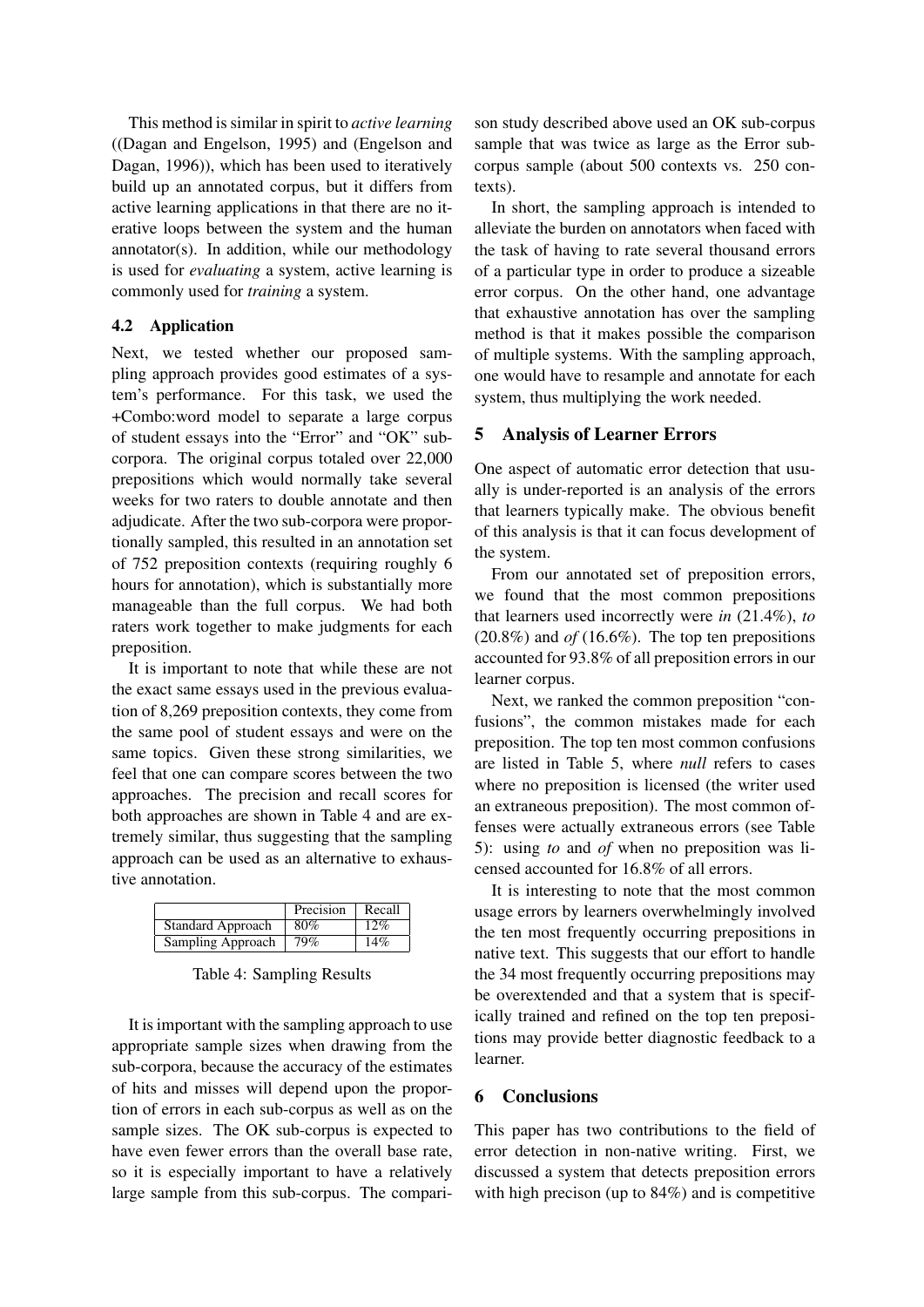This method is similar in spirit to *active learning* ((Dagan and Engelson, 1995) and (Engelson and Dagan, 1996)), which has been used to iteratively build up an annotated corpus, but it differs from active learning applications in that there are no iterative loops between the system and the human annotator(s). In addition, while our methodology is used for *evaluating* a system, active learning is commonly used for *training* a system.

### 4.2 Application

Next, we tested whether our proposed sampling approach provides good estimates of a system's performance. For this task, we used the +Combo:word model to separate a large corpus of student essays into the "Error" and "OK" sub-corpora. The original corpus totaled over 22,000 prepositions which would normally take several weeks for two raters to double annotate and then adjudicate. After the two sub-corpora were proportionally sampled, this resulted in an annotation set of 752 preposition contexts (requiring roughly 6 hours for annotation), which is substantially more manageable than the full corpus. We had both raters work together to make judgments for each preposition.

It is important to note that while these are not the exact same essays used in the previous evaluation of 8,269 preposition contexts, they come from the same pool of student essays and were on the same topics. Given these strong similarities, we feel that one can compare scores between the two approaches. The precision and recall scores for both approaches are shown in Table 4 and are extremely similar, thus suggesting that the sampling approach can be used as an alternative to exhaustive annotation.

| | Precision | Recall |
|---|---|---|
| Standard Approach | 80% | 12% |
| Sampling Approach | 79% | 14% |

Table 4: Sampling Results

It is important with the sampling approach to use appropriate sample sizes when drawing from the sub-corpora, because the accuracy of the estimates of hits and misses will depend upon the proportion of errors in each sub-corpus as well as on the sample sizes. The OK sub-corpus is expected to have even fewer errors than the overall base rate, so it is especially important to have a relatively large sample from this sub-corpus. The comparison study described above used an OK sub-corpus sample that was twice as large as the Error sub-corpus sample (about 500 contexts vs. 250 contexts).

In short, the sampling approach is intended to alleviate the burden on annotators when faced with the task of having to rate several thousand errors of a particular type in order to produce a sizeable error corpus. On the other hand, one advantage that exhaustive annotation has over the sampling method is that it makes possible the comparison of multiple systems. With the sampling approach, one would have to resample and annotate for each system, thus multiplying the work needed.

## 5 Analysis of Learner Errors

One aspect of automatic error detection that usually is under-reported is an analysis of the errors that learners typically make. The obvious benefit of this analysis is that it can focus development of the system.

From our annotated set of preposition errors, we found that the most common prepositions that learners used incorrectly were *in* (21.4%), *to* (20.8%) and *of* (16.6%). The top ten prepositions accounted for 93.8% of all preposition errors in our learner corpus.

Next, we ranked the common preposition "confusions", the common mistakes made for each preposition. The top ten most common confusions are listed in Table 5, where *null* refers to cases where no preposition is licensed (the writer used an extraneous preposition). The most common offenses were actually extraneous errors (see Table 5): using *to* and *of* when no preposition was licensed accounted for 16.8% of all errors.

It is interesting to note that the most common usage errors by learners overwhelmingly involved the ten most frequently occurring prepositions in native text. This suggests that our effort to handle the 34 most frequently occurring prepositions may be overextended and that a system that is specifically trained and refined on the top ten prepositions may provide better diagnostic feedback to a learner.

## 6 Conclusions

This paper has two contributions to the field of error detection in non-native writing. First, we discussed a system that detects preposition errors with high precison (up to 84%) and is competitive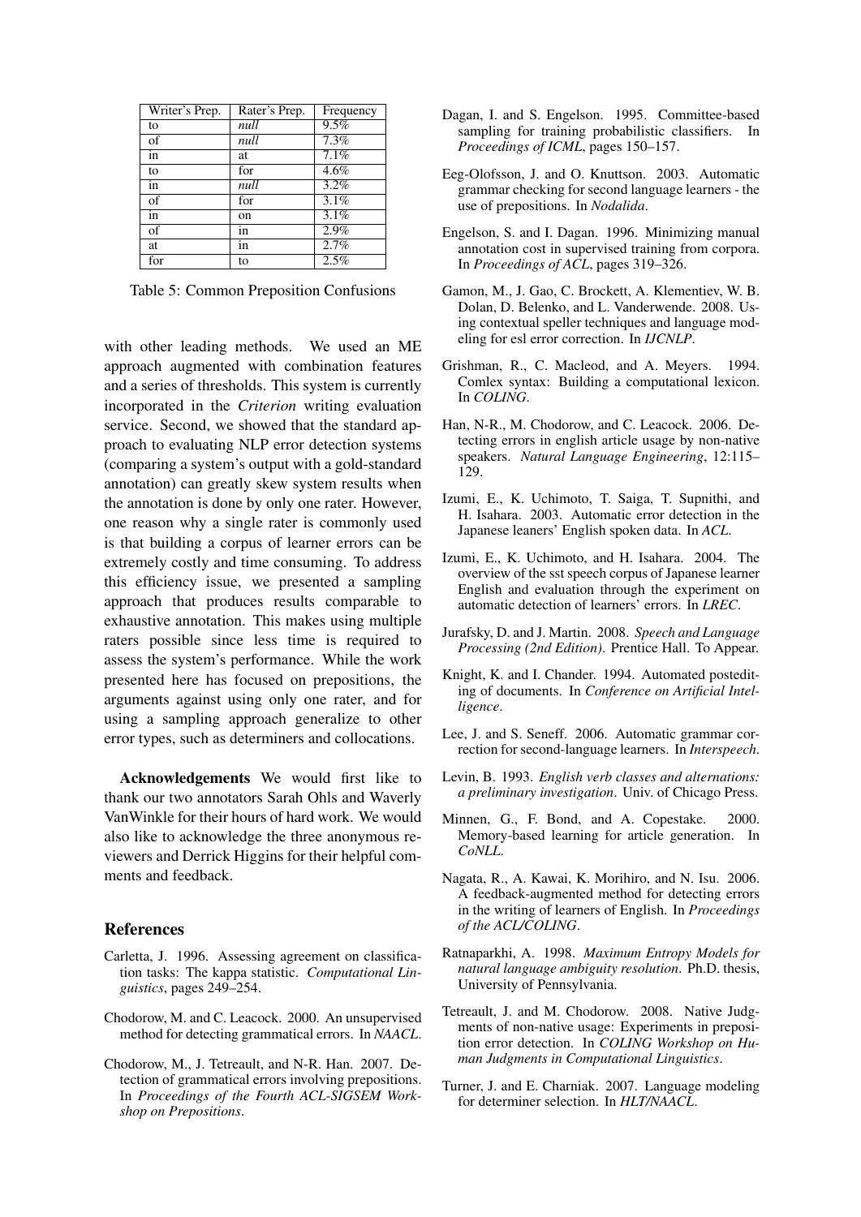| Writer's Prep. | Rater's Prep. | Frequency |
|---|---|---|
| to | *null* | 9.5% |
| of | *null* | 7.3% |
| in | at | 7.1% |
| to | for | 4.6% |
| in | *null* | 3.2% |
| of | for | 3.1% |
| in | on | 3.1% |
| of | in | 2.9% |
| at | in | 2.7% |
| for | to | 2.5% |

Table 5: Common Preposition Confusions

with other leading methods. We used an ME approach augmented with combination features and a series of thresholds. This system is currently incorporated in the *Criterion* writing evaluation service. Second, we showed that the standard approach to evaluating NLP error detection systems (comparing a system's output with a gold-standard annotation) can greatly skew system results when the annotation is done by only one rater. However, one reason why a single rater is commonly used is that building a corpus of learner errors can be extremely costly and time consuming. To address this efficiency issue, we presented a sampling approach that produces results comparable to exhaustive annotation. This makes using multiple raters possible since less time is required to assess the system's performance. While the work presented here has focused on prepositions, the arguments against using only one rater, and for using a sampling approach generalize to other error types, such as determiners and collocations.

**Acknowledgements** We would first like to thank our two annotators Sarah Ohls and Waverly VanWinkle for their hours of hard work. We would also like to acknowledge the three anonymous reviewers and Derrick Higgins for their helpful comments and feedback.

## References

Carletta, J. 1996. Assessing agreement on classification tasks: The kappa statistic. *Computational Linguistics*, pages 249–254.

Chodorow, M. and C. Leacock. 2000. An unsupervised method for detecting grammatical errors. In *NAACL*.

Chodorow, M., J. Tetreault, and N-R. Han. 2007. Detection of grammatical errors involving prepositions. In *Proceedings of the Fourth ACL-SIGSEM Workshop on Prepositions*.

Dagan, I. and S. Engelson. 1995. Committee-based sampling for training probabilistic classifiers. In *Proceedings of ICML*, pages 150–157.

Eeg-Olofsson, J. and O. Knuttson. 2003. Automatic grammar checking for second language learners - the use of prepositions. In *Nodalida*.

Engelson, S. and I. Dagan. 1996. Minimizing manual annotation cost in supervised training from corpora. In *Proceedings of ACL*, pages 319–326.

Gamon, M., J. Gao, C. Brockett, A. Klementiev, W. B. Dolan, D. Belenko, and L. Vanderwende. 2008. Using contextual speller techniques and language modeling for esl error correction. In *IJCNLP*.

Grishman, R., C. Macleod, and A. Meyers. 1994. Comlex syntax: Building a computational lexicon. In *COLING*.

Han, N-R., M. Chodorow, and C. Leacock. 2006. Detecting errors in english article usage by non-native speakers. *Natural Language Engineering*, 12:115–129.

Izumi, E., K. Uchimoto, T. Saiga, T. Supnithi, and H. Isahara. 2003. Automatic error detection in the Japanese leaners' English spoken data. In *ACL*.

Izumi, E., K. Uchimoto, and H. Isahara. 2004. The overview of the sst speech corpus of Japanese learner English and evaluation through the experiment on automatic detection of learners' errors. In *LREC*.

Jurafsky, D. and J. Martin. 2008. *Speech and Language Processing (2nd Edition)*. Prentice Hall. To Appear.

Knight, K. and I. Chander. 1994. Automated postediting of documents. In *Conference on Artificial Intelligence*.

Lee, J. and S. Seneff. 2006. Automatic grammar correction for second-language learners. In *Interspeech*.

Levin, B. 1993. *English verb classes and alternations: a preliminary investigation*. Univ. of Chicago Press.

Minnen, G., F. Bond, and A. Copestake. 2000. Memory-based learning for article generation. In *CoNLL*.

Nagata, R., A. Kawai, K. Morihiro, and N. Isu. 2006. A feedback-augmented method for detecting errors in the writing of learners of English. In *Proceedings of the ACL/COLING*.

Ratnaparkhi, A. 1998. *Maximum Entropy Models for natural language ambiguity resolution*. Ph.D. thesis, University of Pennsylvania.

Tetreault, J. and M. Chodorow. 2008. Native Judgments of non-native usage: Experiments in preposition error detection. In *COLING Workshop on Human Judgments in Computational Linguistics*.

Turner, J. and E. Charniak. 2007. Language modeling for determiner selection. In *HLT/NAACL*.